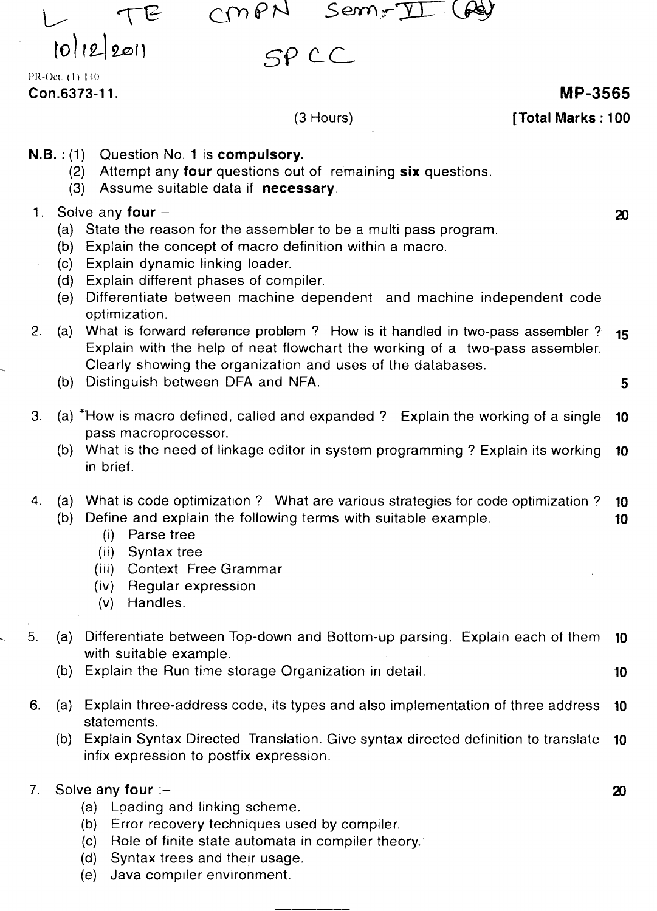L TE CMPN Sem-VI (Rev)

10/12/2011 SPCC

PR-Oct. (1) 140

**Con.6373-11.** **MP-3565**

(3 Hours) **[Total Marks : 100**

**N.B.** : (1) Question No. **1** is **compulsory.**

(2) Attempt any **four** questions out of remaining **six** questions.

(3) Assume suitable data if **necessary**.

1. Solve any **four** – **20**
   - (a) State the reason for the assembler to be a multi pass program.
   - (b) Explain the concept of macro definition within a macro.
   - (c) Explain dynamic linking loader.
   - (d) Explain different phases of compiler.
   - (e) Differentiate between machine dependent and machine independent code optimization.

2. (a) What is forward reference problem ? How is it handled in two-pass assembler ? Explain with the help of neat flowchart the working of a two-pass assembler. Clearly showing the organization and uses of the databases. **15**

   (b) Distinguish between DFA and NFA. **5**

3. (a) *How is macro defined, called and expanded ? Explain the working of a single pass macroprocessor. **10**

   (b) What is the need of linkage editor in system programming ? Explain its working in brief. **10**

4. (a) What is code optimization ? What are various strategies for code optimization ? **10**

   (b) Define and explain the following terms with suitable example. **10**
   - (i) Parse tree
   - (ii) Syntax tree
   - (iii) Context Free Grammar
   - (iv) Regular expression
   - (v) Handles.

5. (a) Differentiate between Top-down and Bottom-up parsing. Explain each of them with suitable example. **10**

   (b) Explain the Run time storage Organization in detail. **10**

6. (a) Explain three-address code, its types and also implementation of three address statements. **10**

   (b) Explain Syntax Directed Translation. Give syntax directed definition to translate infix expression to postfix expression. **10**

7. Solve any **four** :– **20**
   - (a) Loading and linking scheme.
   - (b) Error recovery techniques used by compiler.
   - (c) Role of finite state automata in compiler theory.
   - (d) Syntax trees and their usage.
   - (e) Java compiler environment.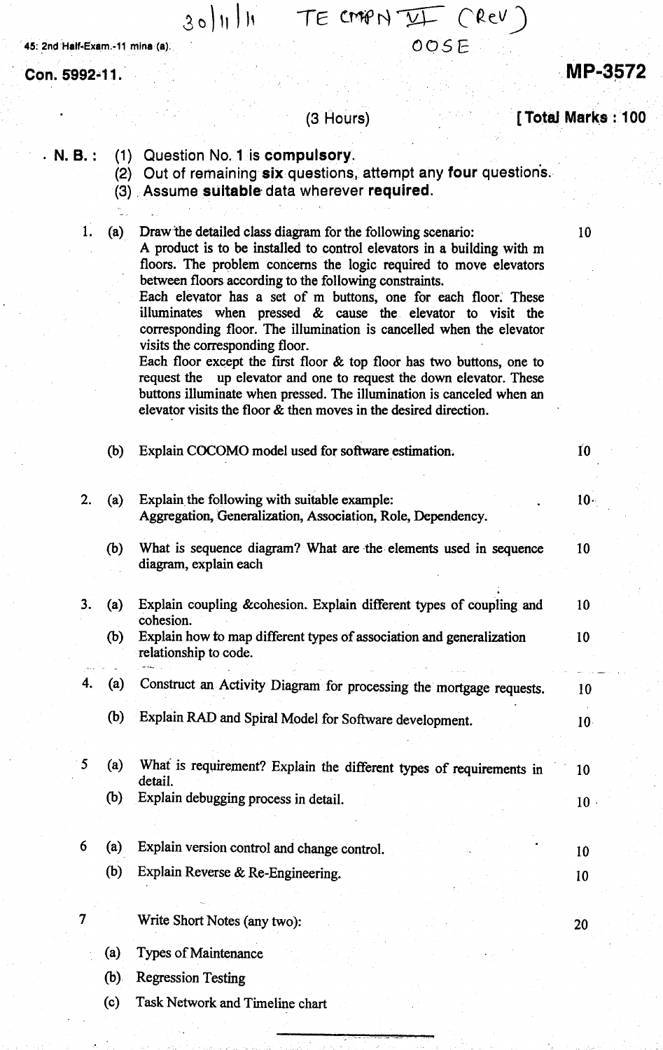30/11/11 TE CMPN VI (REV)

OOSE

45: 2nd Half-Exam.-11 mina (a).

**Con. 5992-11.**

**MP-3572**

(3 Hours) **[ Total Marks : 100**

**N. B. :** (1) Question No. **1** is **compulsory**.
(2) Out of remaining **six** questions, attempt any **four** questions.
(3) Assume **suitable** data wherever **required**.

1. (a) Draw the detailed class diagram for the following scenario: — 10

   A product is to be installed to control elevators in a building with m floors. The problem concerns the logic required to move elevators between floors according to the following constraints.

   Each elevator has a set of m buttons, one for each floor. These illuminates when pressed & cause the elevator to visit the corresponding floor. The illumination is cancelled when the elevator visits the corresponding floor.

   Each floor except the first floor & top floor has two buttons, one to request the up elevator and one to request the down elevator. These buttons illuminate when pressed. The illumination is canceled when an elevator visits the floor & then moves in the desired direction.

   (b) Explain COCOMO model used for software estimation. — 10

2. (a) Explain the following with suitable example: — 10

   Aggregation, Generalization, Association, Role, Dependency.

   (b) What is sequence diagram? What are the elements used in sequence diagram, explain each — 10

3. (a) Explain coupling &cohesion. Explain different types of coupling and cohesion. — 10

   (b) Explain how to map different types of association and generalization relationship to code. — 10

4. (a) Construct an Activity Diagram for processing the mortgage requests. — 10

   (b) Explain RAD and Spiral Model for Software development. — 10

5. (a) What is requirement? Explain the different types of requirements in detail. — 10

   (b) Explain debugging process in detail. — 10

6. (a) Explain version control and change control. — 10

   (b) Explain Reverse & Re-Engineering. — 10

7. Write Short Notes (any two): — 20

   (a) Types of Maintenance

   (b) Regression Testing

   (c) Task Network and Timeline chart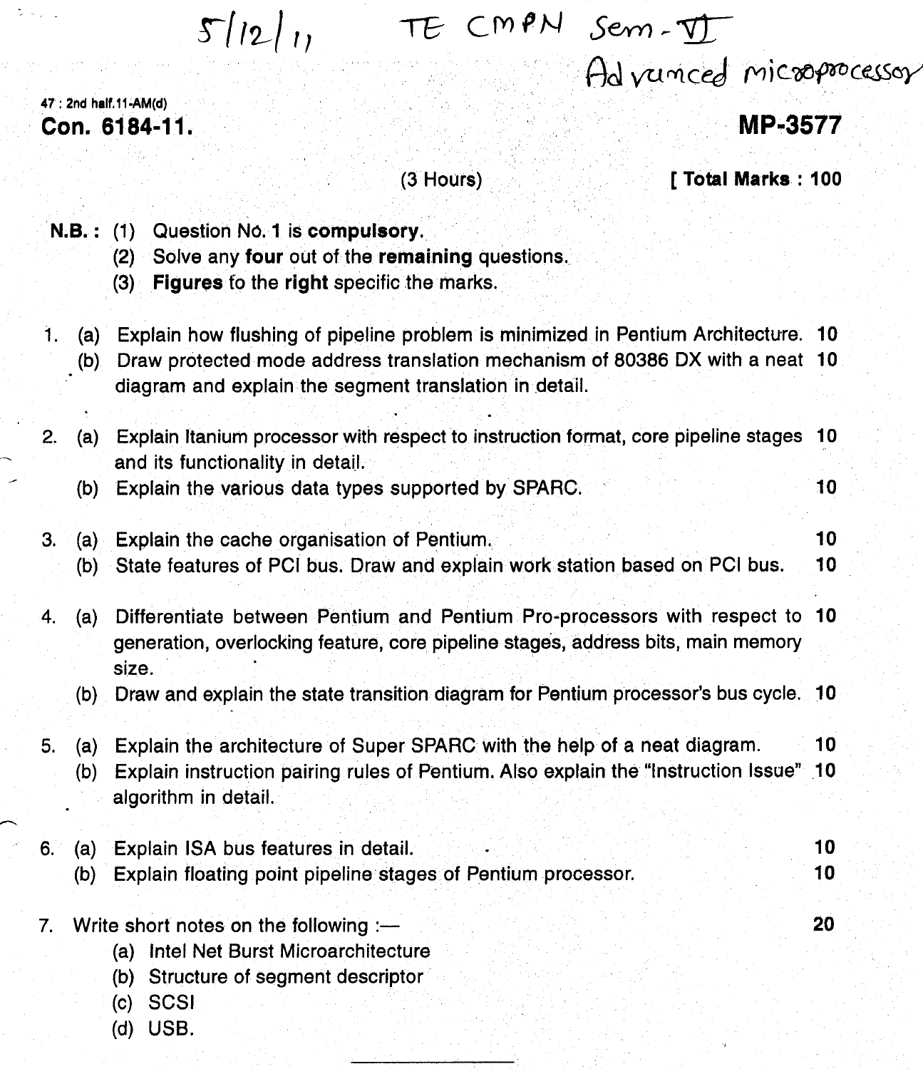5/12/11 TE CMPN Sem-VI
Advanced microprocessor

47 : 2nd half.11-AM(d)

**Con. 6184-11.** **MP-3577**

(3 Hours) **[ Total Marks : 100**

**N.B. :** (1) Question No. 1 is **compulsory.**
(2) Solve any **four** out of the **remaining** questions.
(3) **Figures** to the **right** specific the marks.

1. (a) Explain how flushing of pipeline problem is minimized in Pentium Architecture. 10
   (b) Draw protected mode address translation mechanism of 80386 DX with a neat diagram and explain the segment translation in detail. 10

2. (a) Explain Itanium processor with respect to instruction format, core pipeline stages and its functionality in detail. 10
   (b) Explain the various data types supported by SPARC. 10

3. (a) Explain the cache organisation of Pentium. 10
   (b) State features of PCI bus. Draw and explain work station based on PCI bus. 10

4. (a) Differentiate between Pentium and Pentium Pro-processors with respect to generation, overlocking feature, core pipeline stages, address bits, main memory size. 10
   (b) Draw and explain the state transition diagram for Pentium processor's bus cycle. 10

5. (a) Explain the architecture of Super SPARC with the help of a neat diagram. 10
   (b) Explain instruction pairing rules of Pentium. Also explain the "Instruction Issue" algorithm in detail. 10

6. (a) Explain ISA bus features in detail. 10
   (b) Explain floating point pipeline stages of Pentium processor. 10

7. Write short notes on the following :— 20
   (a) Intel Net Burst Microarchitecture
   (b) Structure of segment descriptor
   (c) SCSI
   (d) USB.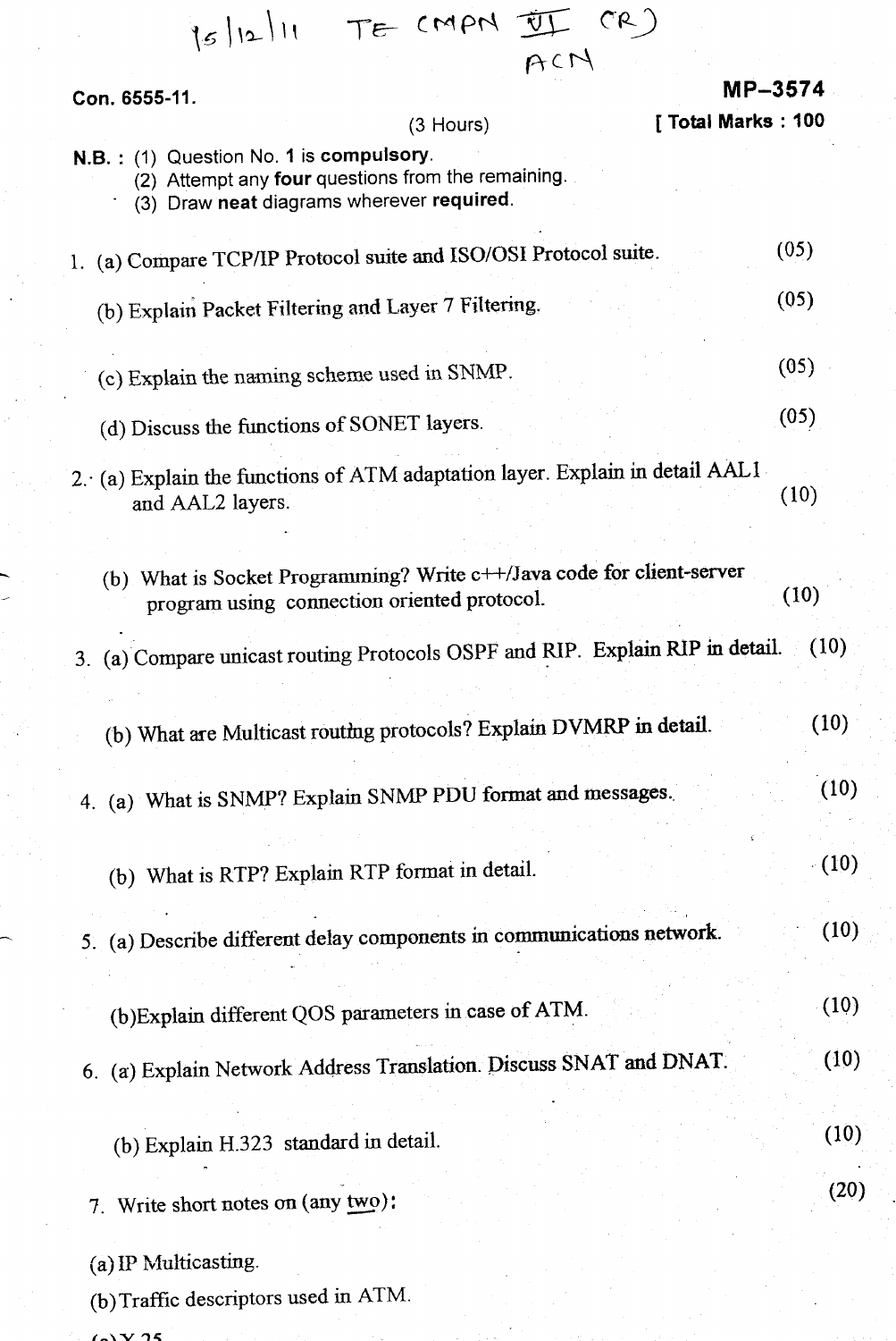15/12/11 TE CMPN VI (R)
ACN

**Con. 6555-11.** **MP-3574**

(3 Hours) **[ Total Marks : 100**

**N.B. :** (1) Question No. **1** is **compulsory**.
(2) Attempt any **four** questions from the remaining.
(3) Draw **neat** diagrams wherever **required**.

1. (a) Compare TCP/IP Protocol suite and ISO/OSI Protocol suite. (05)

   (b) Explain Packet Filtering and Layer 7 Filtering. (05)

   (c) Explain the naming scheme used in SNMP. (05)

   (d) Discuss the functions of SONET layers. (05)

2. (a) Explain the functions of ATM adaptation layer. Explain in detail AAL1 and AAL2 layers. (10)

   (b) What is Socket Programming? Write c++/Java code for client-server program using connection oriented protocol. (10)

3. (a) Compare unicast routing Protocols OSPF and RIP. Explain RIP in detail. (10)

   (b) What are Multicast routing protocols? Explain DVMRP in detail. (10)

4. (a) What is SNMP? Explain SNMP PDU format and messages. (10)

   (b) What is RTP? Explain RTP format in detail. (10)

5. (a) Describe different delay components in communications network. (10)

   (b) Explain different QOS parameters in case of ATM. (10)

6. (a) Explain Network Address Translation. Discuss SNAT and DNAT. (10)

   (b) Explain H.323 standard in detail. (10)

7. Write short notes on (any two): (20)

   (a) IP Multicasting.

   (b) Traffic descriptors used in ATM.

   (c) X.25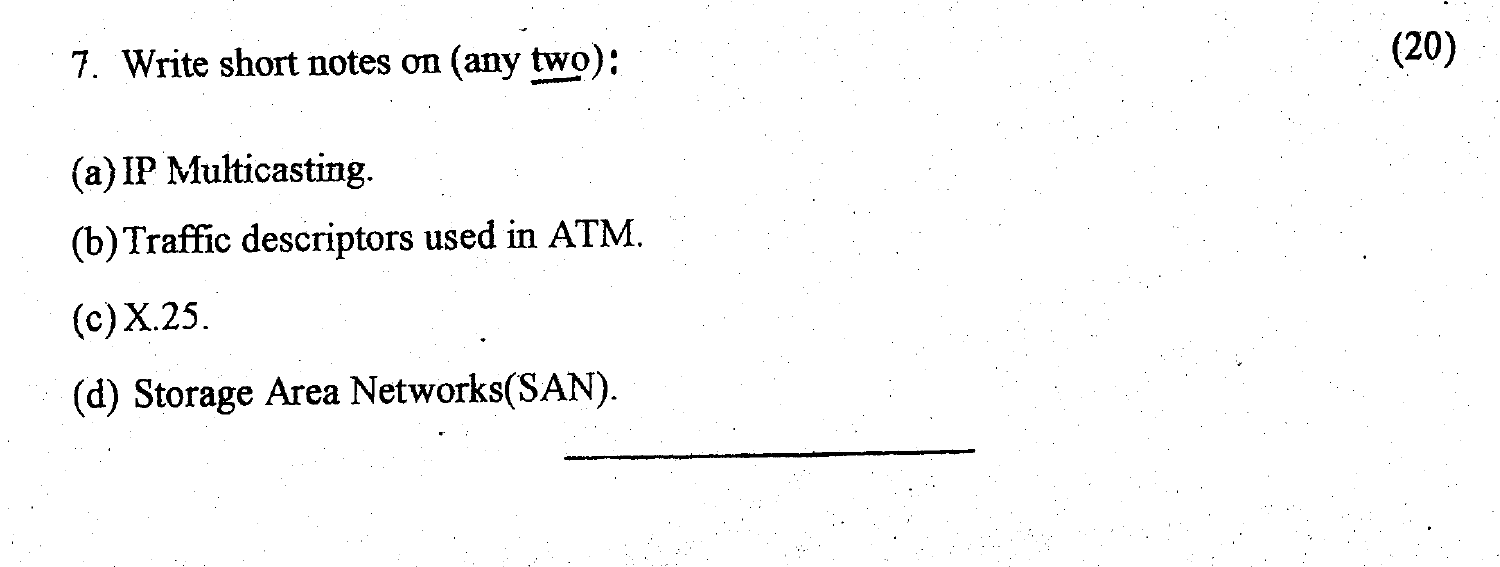7. Write short notes on (any <u>two</u>): (20)

(a) IP Multicasting.

(b) Traffic descriptors used in ATM.

(c) X.25.

(d) Storage Area Networks(SAN).

---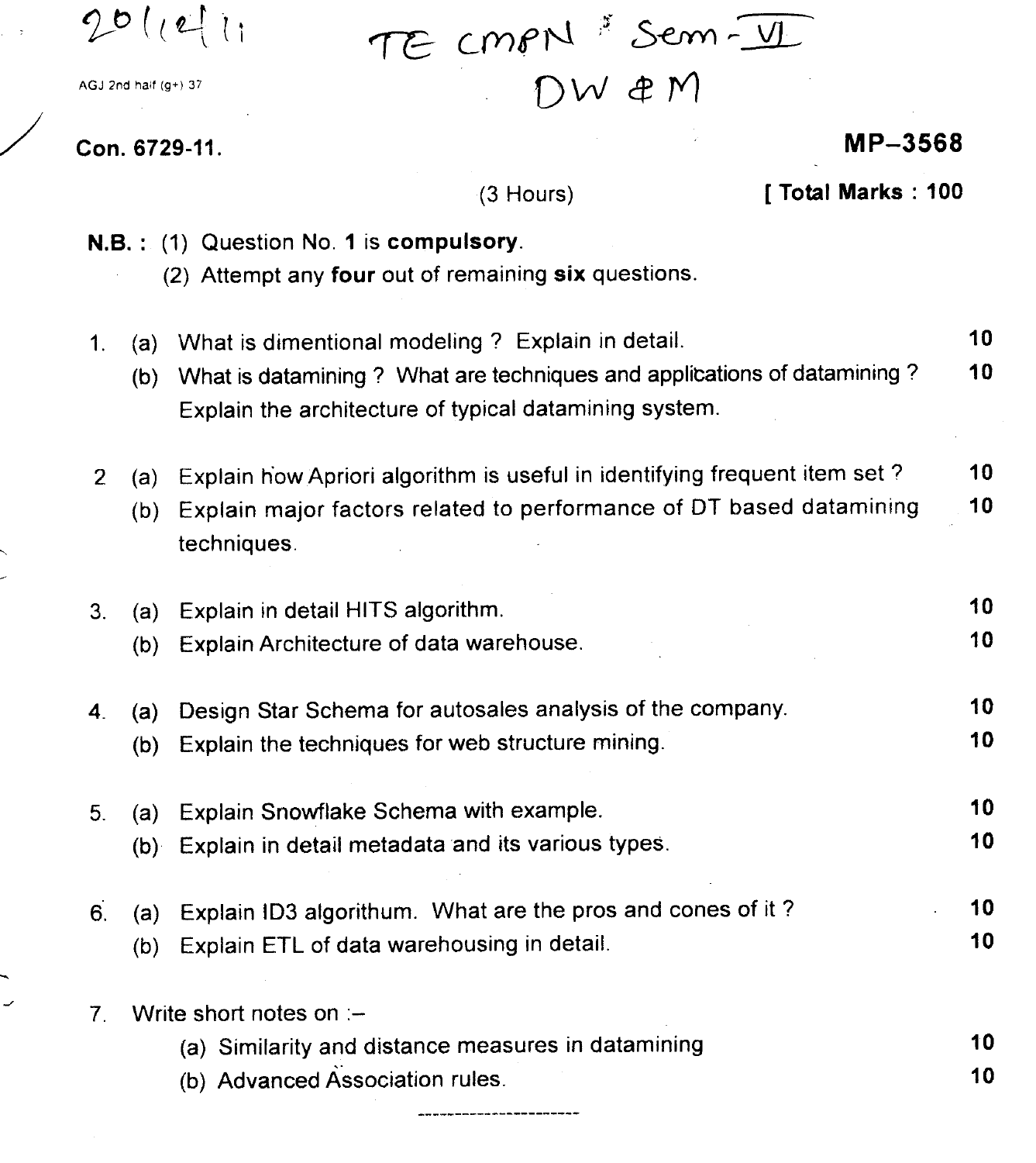20/12/11

TE CMPN Sem-VI

DW & M

AGJ 2nd half (g+) 37

**Con. 6729-11.** **MP-3568**

(3 Hours) **[ Total Marks : 100**

**N.B. :** (1) Question No. **1** is **compulsory**.

(2) Attempt any **four** out of remaining **six** questions.

1. (a) What is dimentional modeling ? Explain in detail. **10**

   (b) What is datamining ? What are techniques and applications of datamining ? Explain the architecture of typical datamining system. **10**

2. (a) Explain how Apriori algorithm is useful in identifying frequent item set ? **10**

   (b) Explain major factors related to performance of DT based datamining techniques. **10**

3. (a) Explain in detail HITS algorithm. **10**

   (b) Explain Architecture of data warehouse. **10**

4. (a) Design Star Schema for autosales analysis of the company. **10**

   (b) Explain the techniques for web structure mining. **10**

5. (a) Explain Snowflake Schema with example. **10**

   (b) Explain in detail metadata and its various types. **10**

6. (a) Explain ID3 algorithum. What are the pros and cones of it ? **10**

   (b) Explain ETL of data warehousing in detail. **10**

7. Write short notes on :–

   (a) Similarity and distance measures in datamining **10**

   (b) Advanced Association rules. **10**